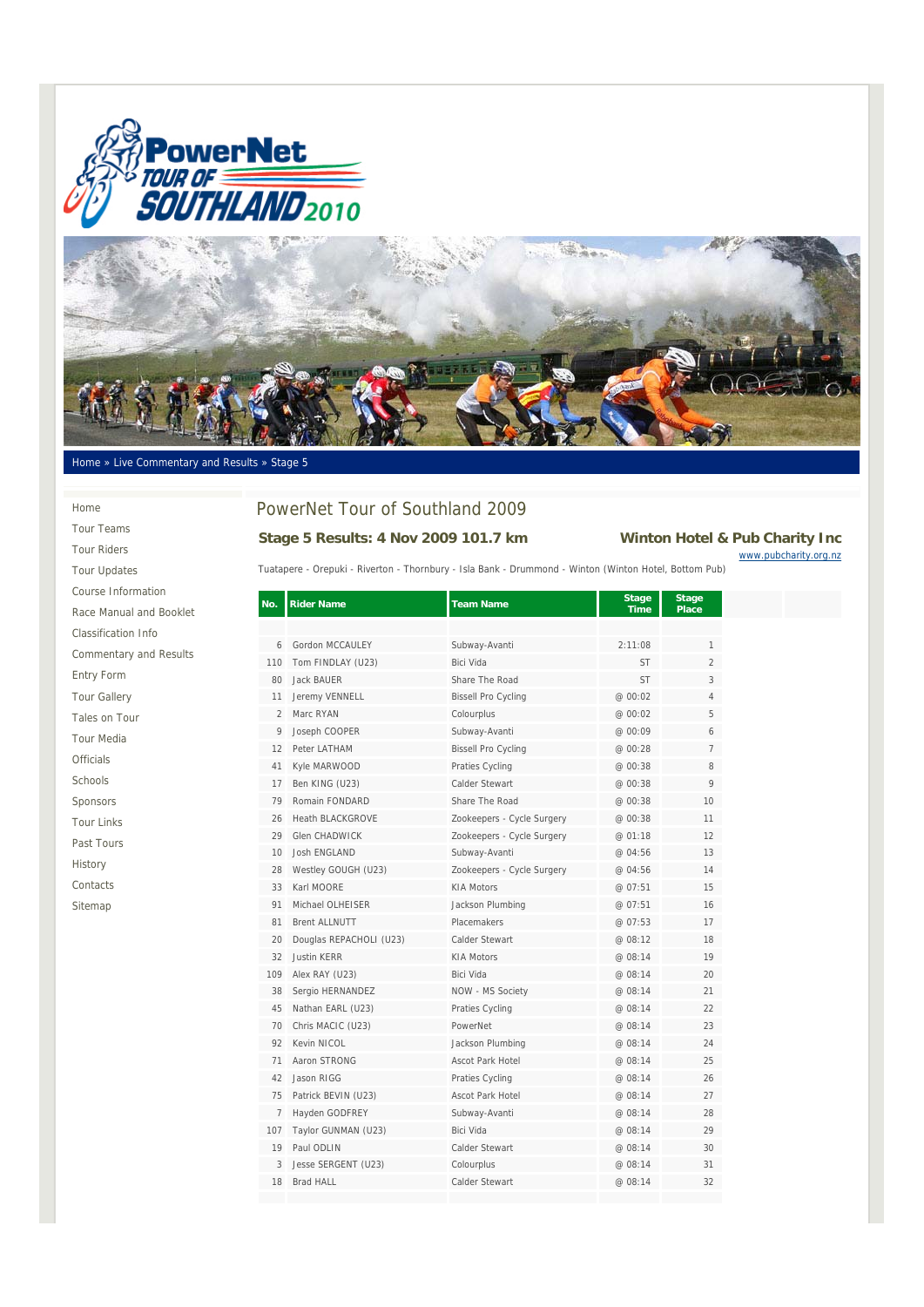Home » Live Commentary and Results » Stage 5

- Home
- Tour Teams
- Tour Riders
- Tour Updates
- Course Information
- Race Manual and Booklet
- Classification Info
- Commentary and Results
- Entry Form
- Tour Gallery
- Tales on Tour
- Tour Media
- Officials
- Schools
- Sponsors
- Tour Links
- Past Tours
- History
- Contacts
- Sitemap

# PowerNet Tour of Southland 2009

## Stage 5 Results: 4 Nov 2009 101.7 km

**Winton Hotel & Pub Charity Inc**

www.pubcharity.org.nz

Tuatapere - Orepuki - Riverton - Thornbury - Isla Bank - Drummond - Winton (Winton Hotel, Bottom Pub)

| No. | Rider Name | Team Name | Stage Time | Stage Place |
|---|---|---|---|---|
| 6 | Gordon MCCAULEY | Subway-Avanti | 2:11:08 | 1 |
| 110 | Tom FINDLAY (U23) | Bici Vida | ST | 2 |
| 80 | Jack BAUER | Share The Road | ST | 3 |
| 11 | Jeremy VENNELL | Bissell Pro Cycling | @ 00:02 | 4 |
| 2 | Marc RYAN | Colourplus | @ 00:02 | 5 |
| 9 | Joseph COOPER | Subway-Avanti | @ 00:09 | 6 |
| 12 | Peter LATHAM | Bissell Pro Cycling | @ 00:28 | 7 |
| 41 | Kyle MARWOOD | Praties Cycling | @ 00:38 | 8 |
| 17 | Ben KING (U23) | Calder Stewart | @ 00:38 | 9 |
| 79 | Romain FONDARD | Share The Road | @ 00:38 | 10 |
| 26 | Heath BLACKGROVE | Zookeepers - Cycle Surgery | @ 00:38 | 11 |
| 29 | Glen CHADWICK | Zookeepers - Cycle Surgery | @ 01:18 | 12 |
| 10 | Josh ENGLAND | Subway-Avanti | @ 04:56 | 13 |
| 28 | Westley GOUGH (U23) | Zookeepers - Cycle Surgery | @ 04:56 | 14 |
| 33 | Karl MOORE | KIA Motors | @ 07:51 | 15 |
| 91 | Michael OLHEISER | Jackson Plumbing | @ 07:51 | 16 |
| 81 | Brent ALLNUTT | Placemakers | @ 07:53 | 17 |
| 20 | Douglas REPACHOLI (U23) | Calder Stewart | @ 08:12 | 18 |
| 32 | Justin KERR | KIA Motors | @ 08:14 | 19 |
| 109 | Alex RAY (U23) | Bici Vida | @ 08:14 | 20 |
| 38 | Sergio HERNANDEZ | NOW - MS Society | @ 08:14 | 21 |
| 45 | Nathan EARL (U23) | Praties Cycling | @ 08:14 | 22 |
| 70 | Chris MACIC (U23) | PowerNet | @ 08:14 | 23 |
| 92 | Kevin NICOL | Jackson Plumbing | @ 08:14 | 24 |
| 71 | Aaron STRONG | Ascot Park Hotel | @ 08:14 | 25 |
| 42 | Jason RIGG | Praties Cycling | @ 08:14 | 26 |
| 75 | Patrick BEVIN (U23) | Ascot Park Hotel | @ 08:14 | 27 |
| 7 | Hayden GODFREY | Subway-Avanti | @ 08:14 | 28 |
| 107 | Taylor GUNMAN (U23) | Bici Vida | @ 08:14 | 29 |
| 19 | Paul ODLIN | Calder Stewart | @ 08:14 | 30 |
| 3 | Jesse SERGENT (U23) | Colourplus | @ 08:14 | 31 |
| 18 | Brad HALL | Calder Stewart | @ 08:14 | 32 |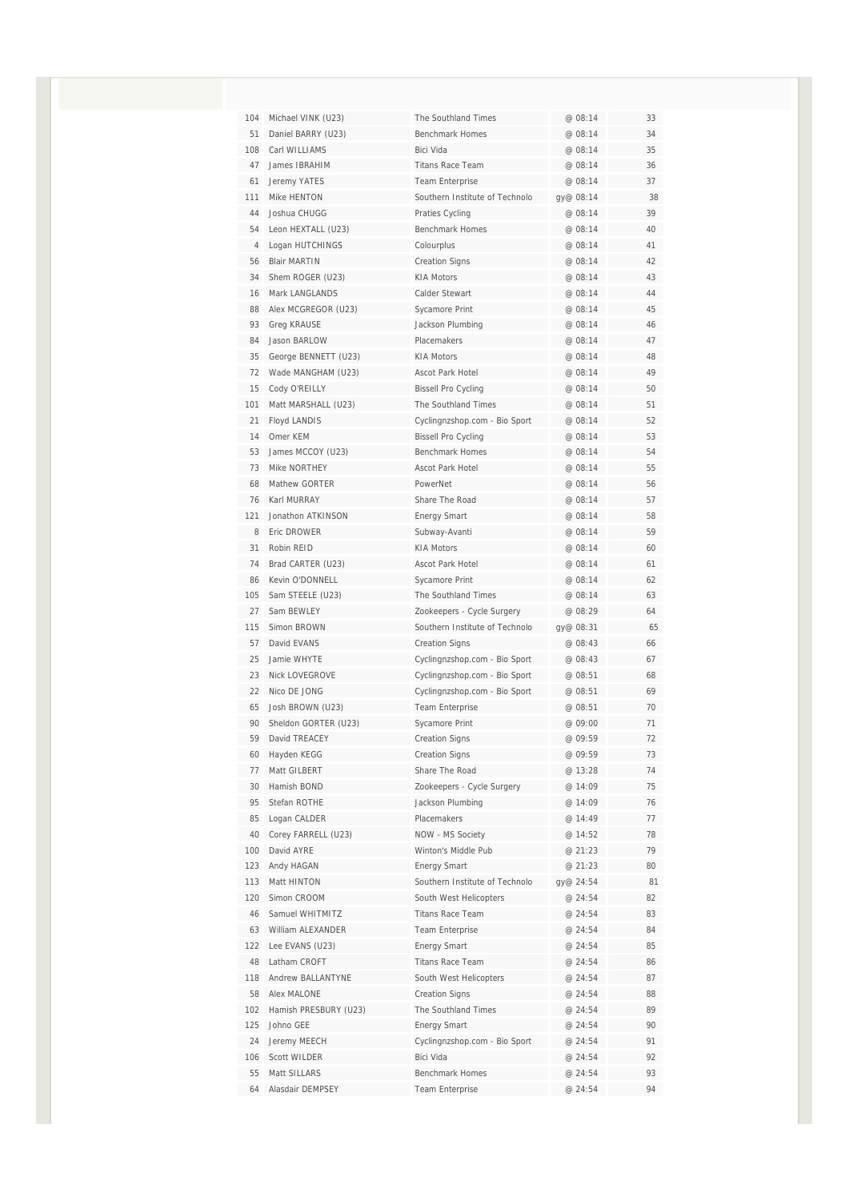| | | | | |
|---|---|---|---|---|
| 104 | Michael VINK (U23) | The Southland Times | @ 08:14 | 33 |
| 51 | Daniel BARRY (U23) | Benchmark Homes | @ 08:14 | 34 |
| 108 | Carl WILLIAMS | Bici Vida | @ 08:14 | 35 |
| 47 | James IBRAHIM | Titans Race Team | @ 08:14 | 36 |
| 61 | Jeremy YATES | Team Enterprise | @ 08:14 | 37 |
| 111 | Mike HENTON | Southern Institute of Technolo | gy@ 08:14 | 38 |
| 44 | Joshua CHUGG | Praties Cycling | @ 08:14 | 39 |
| 54 | Leon HEXTALL (U23) | Benchmark Homes | @ 08:14 | 40 |
| 4 | Logan HUTCHINGS | Colourplus | @ 08:14 | 41 |
| 56 | Blair MARTIN | Creation Signs | @ 08:14 | 42 |
| 34 | Shem ROGER (U23) | KIA Motors | @ 08:14 | 43 |
| 16 | Mark LANGLANDS | Calder Stewart | @ 08:14 | 44 |
| 88 | Alex MCGREGOR (U23) | Sycamore Print | @ 08:14 | 45 |
| 93 | Greg KRAUSE | Jackson Plumbing | @ 08:14 | 46 |
| 84 | Jason BARLOW | Placemakers | @ 08:14 | 47 |
| 35 | George BENNETT (U23) | KIA Motors | @ 08:14 | 48 |
| 72 | Wade MANGHAM (U23) | Ascot Park Hotel | @ 08:14 | 49 |
| 15 | Cody O'REILLY | Bissell Pro Cycling | @ 08:14 | 50 |
| 101 | Matt MARSHALL (U23) | The Southland Times | @ 08:14 | 51 |
| 21 | Floyd LANDIS | Cyclingnzshop.com - Bio Sport | @ 08:14 | 52 |
| 14 | Omer KEM | Bissell Pro Cycling | @ 08:14 | 53 |
| 53 | James MCCOY (U23) | Benchmark Homes | @ 08:14 | 54 |
| 73 | Mike NORTHEY | Ascot Park Hotel | @ 08:14 | 55 |
| 68 | Mathew GORTER | PowerNet | @ 08:14 | 56 |
| 76 | Karl MURRAY | Share The Road | @ 08:14 | 57 |
| 121 | Jonathon ATKINSON | Energy Smart | @ 08:14 | 58 |
| 8 | Eric DROWER | Subway-Avanti | @ 08:14 | 59 |
| 31 | Robin REID | KIA Motors | @ 08:14 | 60 |
| 74 | Brad CARTER (U23) | Ascot Park Hotel | @ 08:14 | 61 |
| 86 | Kevin O'DONNELL | Sycamore Print | @ 08:14 | 62 |
| 105 | Sam STEELE (U23) | The Southland Times | @ 08:14 | 63 |
| 27 | Sam BEWLEY | Zookeepers - Cycle Surgery | @ 08:29 | 64 |
| 115 | Simon BROWN | Southern Institute of Technolo | gy@ 08:31 | 65 |
| 57 | David EVANS | Creation Signs | @ 08:43 | 66 |
| 25 | Jamie WHYTE | Cyclingnzshop.com - Bio Sport | @ 08:43 | 67 |
| 23 | Nick LOVEGROVE | Cyclingnzshop.com - Bio Sport | @ 08:51 | 68 |
| 22 | Nico DE JONG | Cyclingnzshop.com - Bio Sport | @ 08:51 | 69 |
| 65 | Josh BROWN (U23) | Team Enterprise | @ 08:51 | 70 |
| 90 | Sheldon GORTER (U23) | Sycamore Print | @ 09:00 | 71 |
| 59 | David TREACEY | Creation Signs | @ 09:59 | 72 |
| 60 | Hayden KEGG | Creation Signs | @ 09:59 | 73 |
| 77 | Matt GILBERT | Share The Road | @ 13:28 | 74 |
| 30 | Hamish BOND | Zookeepers - Cycle Surgery | @ 14:09 | 75 |
| 95 | Stefan ROTHE | Jackson Plumbing | @ 14:09 | 76 |
| 85 | Logan CALDER | Placemakers | @ 14:49 | 77 |
| 40 | Corey FARRELL (U23) | NOW - MS Society | @ 14:52 | 78 |
| 100 | David AYRE | Winton's Middle Pub | @ 21:23 | 79 |
| 123 | Andy HAGAN | Energy Smart | @ 21:23 | 80 |
| 113 | Matt HINTON | Southern Institute of Technolo | gy@ 24:54 | 81 |
| 120 | Simon CROOM | South West Helicopters | @ 24:54 | 82 |
| 46 | Samuel WHITMITZ | Titans Race Team | @ 24:54 | 83 |
| 63 | William ALEXANDER | Team Enterprise | @ 24:54 | 84 |
| 122 | Lee EVANS (U23) | Energy Smart | @ 24:54 | 85 |
| 48 | Latham CROFT | Titans Race Team | @ 24:54 | 86 |
| 118 | Andrew BALLANTYNE | South West Helicopters | @ 24:54 | 87 |
| 58 | Alex MALONE | Creation Signs | @ 24:54 | 88 |
| 102 | Hamish PRESBURY (U23) | The Southland Times | @ 24:54 | 89 |
| 125 | Johno GEE | Energy Smart | @ 24:54 | 90 |
| 24 | Jeremy MEECH | Cyclingnzshop.com - Bio Sport | @ 24:54 | 91 |
| 106 | Scott WILDER | Bici Vida | @ 24:54 | 92 |
| 55 | Matt SILLARS | Benchmark Homes | @ 24:54 | 93 |
| 64 | Alasdair DEMPSEY | Team Enterprise | @ 24:54 | 94 |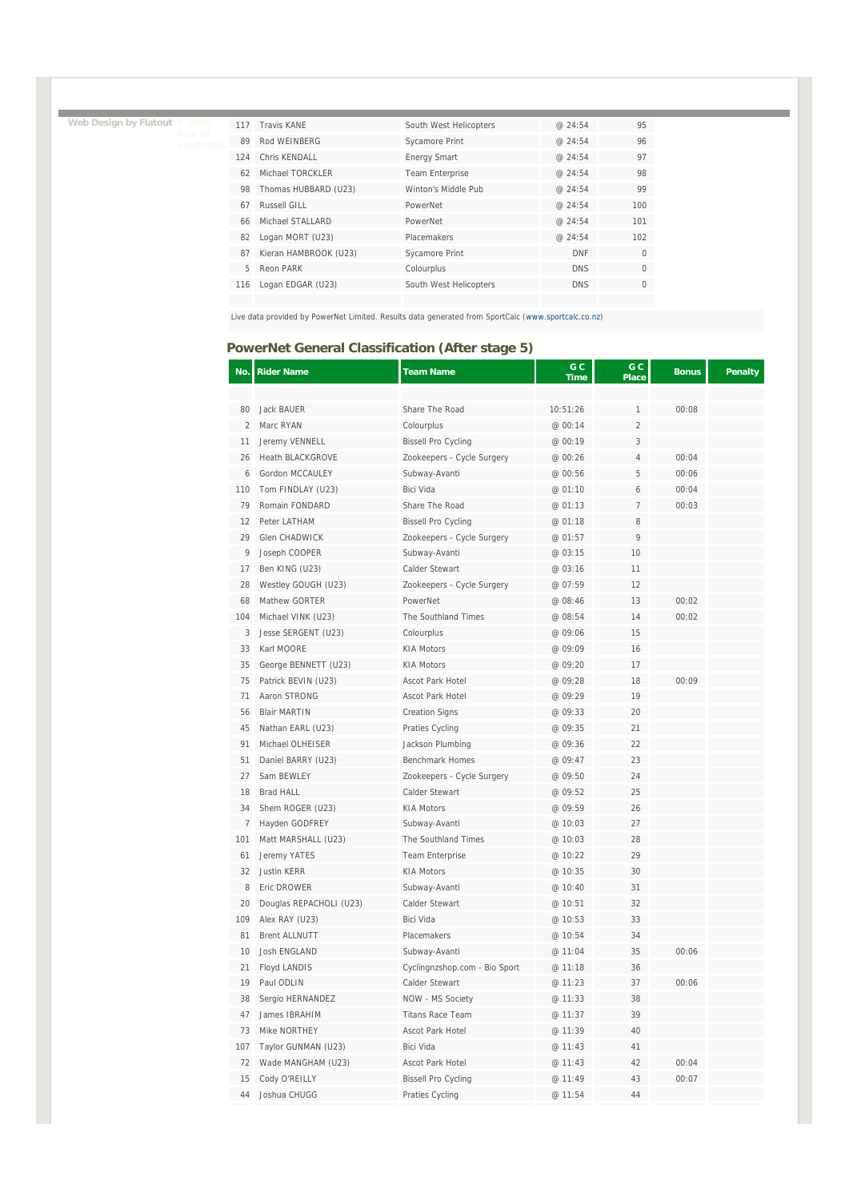Web Design by Flatout © 2009 Tour of Southland

| 117 | Travis KANE | South West Helicopters | @ 24:54 | 95 |
|---|---|---|---|---|
| 89 | Rod WEINBERG | Sycamore Print | @ 24:54 | 96 |
| 124 | Chris KENDALL | Energy Smart | @ 24:54 | 97 |
| 62 | Michael TORCKLER | Team Enterprise | @ 24:54 | 98 |
| 98 | Thomas HUBBARD (U23) | Winton's Middle Pub | @ 24:54 | 99 |
| 67 | Russell GILL | PowerNet | @ 24:54 | 100 |
| 66 | Michael STALLARD | PowerNet | @ 24:54 | 101 |
| 82 | Logan MORT (U23) | Placemakers | @ 24:54 | 102 |
| 87 | Kieran HAMBROOK (U23) | Sycamore Print | DNF | 0 |
| 5 | Reon PARK | Colourplus | DNS | 0 |
| 116 | Logan EDGAR (U23) | South West Helicopters | DNS | 0 |

Live data provided by PowerNet Limited. Results data generated from SportCalc (www.sportcalc.co.nz)

## PowerNet General Classification (After stage 5)

| No. | Rider Name | Team Name | GC Time | GC Place | Bonus | Penalty |
|---|---|---|---|---|---|---|
| 80 | Jack BAUER | Share The Road | 10:51:26 | 1 | 00:08 | |
| 2 | Marc RYAN | Colourplus | @ 00:14 | 2 | | |
| 11 | Jeremy VENNELL | Bissell Pro Cycling | @ 00:19 | 3 | | |
| 26 | Heath BLACKGROVE | Zookeepers - Cycle Surgery | @ 00:26 | 4 | 00:04 | |
| 6 | Gordon MCCAULEY | Subway-Avanti | @ 00:56 | 5 | 00:06 | |
| 110 | Tom FINDLAY (U23) | Bici Vida | @ 01:10 | 6 | 00:04 | |
| 79 | Romain FONDARD | Share The Road | @ 01:13 | 7 | 00:03 | |
| 12 | Peter LATHAM | Bissell Pro Cycling | @ 01:18 | 8 | | |
| 29 | Glen CHADWICK | Zookeepers - Cycle Surgery | @ 01:57 | 9 | | |
| 9 | Joseph COOPER | Subway-Avanti | @ 03:15 | 10 | | |
| 17 | Ben KING (U23) | Calder Stewart | @ 03:16 | 11 | | |
| 28 | Westley GOUGH (U23) | Zookeepers - Cycle Surgery | @ 07:59 | 12 | | |
| 68 | Mathew GORTER | PowerNet | @ 08:46 | 13 | 00:02 | |
| 104 | Michael VINK (U23) | The Southland Times | @ 08:54 | 14 | 00:02 | |
| 3 | Jesse SERGENT (U23) | Colourplus | @ 09:06 | 15 | | |
| 33 | Karl MOORE | KIA Motors | @ 09:09 | 16 | | |
| 35 | George BENNETT (U23) | KIA Motors | @ 09:20 | 17 | | |
| 75 | Patrick BEVIN (U23) | Ascot Park Hotel | @ 09:28 | 18 | 00:09 | |
| 71 | Aaron STRONG | Ascot Park Hotel | @ 09:29 | 19 | | |
| 56 | Blair MARTIN | Creation Signs | @ 09:33 | 20 | | |
| 45 | Nathan EARL (U23) | Praties Cycling | @ 09:35 | 21 | | |
| 91 | Michael OLHEISER | Jackson Plumbing | @ 09:36 | 22 | | |
| 51 | Daniel BARRY (U23) | Benchmark Homes | @ 09:47 | 23 | | |
| 27 | Sam BEWLEY | Zookeepers - Cycle Surgery | @ 09:50 | 24 | | |
| 18 | Brad HALL | Calder Stewart | @ 09:52 | 25 | | |
| 34 | Shem ROGER (U23) | KIA Motors | @ 09:59 | 26 | | |
| 7 | Hayden GODFREY | Subway-Avanti | @ 10:03 | 27 | | |
| 101 | Matt MARSHALL (U23) | The Southland Times | @ 10:03 | 28 | | |
| 61 | Jeremy YATES | Team Enterprise | @ 10:22 | 29 | | |
| 32 | Justin KERR | KIA Motors | @ 10:35 | 30 | | |
| 8 | Eric DROWER | Subway-Avanti | @ 10:40 | 31 | | |
| 20 | Douglas REPACHOLI (U23) | Calder Stewart | @ 10:51 | 32 | | |
| 109 | Alex RAY (U23) | Bici Vida | @ 10:53 | 33 | | |
| 81 | Brent ALLNUTT | Placemakers | @ 10:54 | 34 | | |
| 10 | Josh ENGLAND | Subway-Avanti | @ 11:04 | 35 | 00:06 | |
| 21 | Floyd LANDIS | Cyclingnzshop.com - Bio Sport | @ 11:18 | 36 | | |
| 19 | Paul ODLIN | Calder Stewart | @ 11:23 | 37 | 00:06 | |
| 38 | Sergio HERNANDEZ | NOW - MS Society | @ 11:33 | 38 | | |
| 47 | James IBRAHIM | Titans Race Team | @ 11:37 | 39 | | |
| 73 | Mike NORTHEY | Ascot Park Hotel | @ 11:39 | 40 | | |
| 107 | Taylor GUNMAN (U23) | Bici Vida | @ 11:43 | 41 | | |
| 72 | Wade MANGHAM (U23) | Ascot Park Hotel | @ 11:43 | 42 | 00:04 | |
| 15 | Cody O'REILLY | Bissell Pro Cycling | @ 11:49 | 43 | 00:07 | |
| 44 | Joshua CHUGG | Praties Cycling | @ 11:54 | 44 | | |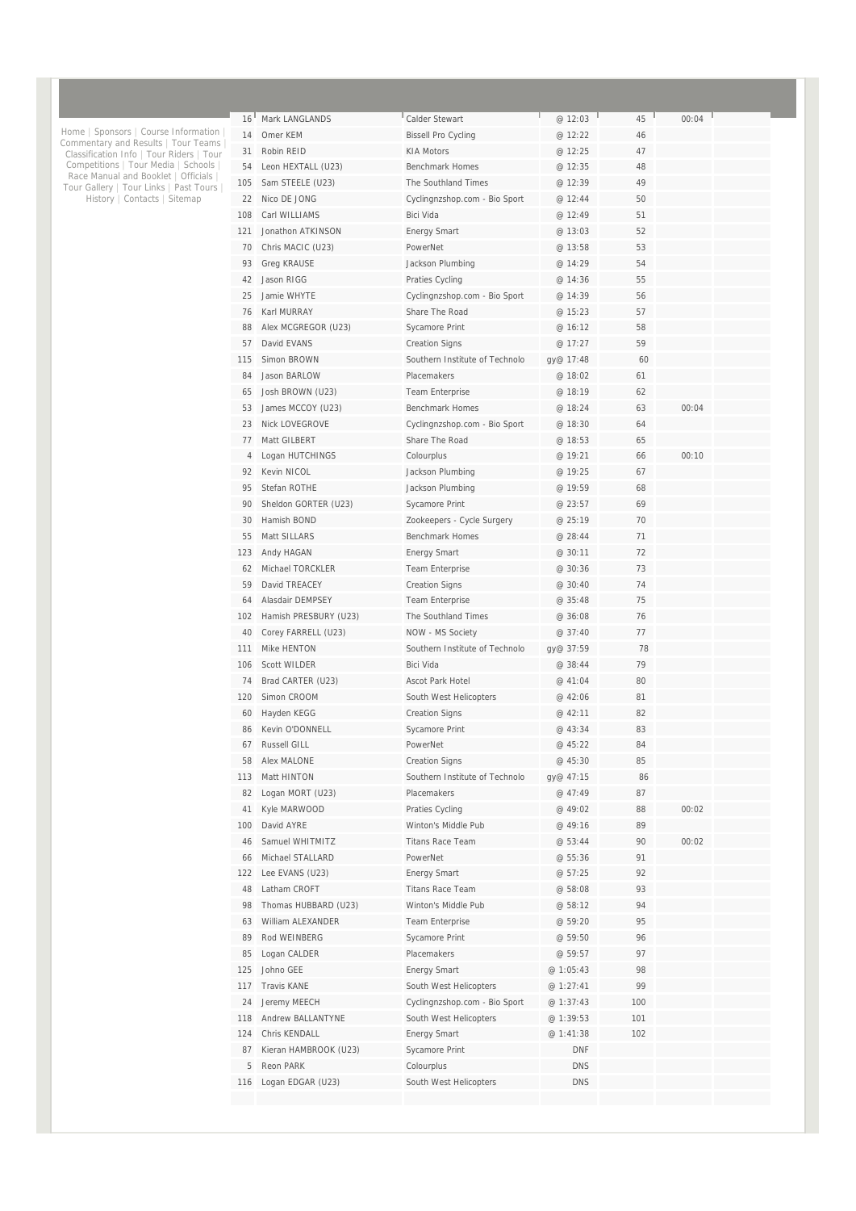Home | Sponsors | Course Information | Commentary and Results | Tour Teams | Classification Info | Tour Riders | Tour Competitions | Tour Media | Schools | Race Manual and Booklet | Officials | Tour Gallery | Tour Links | Past Tours | History | Contacts | Sitemap

| | | | | | | |
|---|---|---|---|---|---|---|
| 16 | Mark LANGLANDS | Calder Stewart | @ 12:03 | 45 | 00:04 | |
| 14 | Omer KEM | Bissell Pro Cycling | @ 12:22 | 46 | | |
| 31 | Robin REID | KIA Motors | @ 12:25 | 47 | | |
| 54 | Leon HEXTALL (U23) | Benchmark Homes | @ 12:35 | 48 | | |
| 105 | Sam STEELE (U23) | The Southland Times | @ 12:39 | 49 | | |
| 22 | Nico DE JONG | Cyclingnzshop.com - Bio Sport | @ 12:44 | 50 | | |
| 108 | Carl WILLIAMS | Bici Vida | @ 12:49 | 51 | | |
| 121 | Jonathon ATKINSON | Energy Smart | @ 13:03 | 52 | | |
| 70 | Chris MACIC (U23) | PowerNet | @ 13:58 | 53 | | |
| 93 | Greg KRAUSE | Jackson Plumbing | @ 14:29 | 54 | | |
| 42 | Jason RIGG | Praties Cycling | @ 14:36 | 55 | | |
| 25 | Jamie WHYTE | Cyclingnzshop.com - Bio Sport | @ 14:39 | 56 | | |
| 76 | Karl MURRAY | Share The Road | @ 15:23 | 57 | | |
| 88 | Alex MCGREGOR (U23) | Sycamore Print | @ 16:12 | 58 | | |
| 57 | David EVANS | Creation Signs | @ 17:27 | 59 | | |
| 115 | Simon BROWN | Southern Institute of Technolo | gy@ 17:48 | 60 | | |
| 84 | Jason BARLOW | Placemakers | @ 18:02 | 61 | | |
| 65 | Josh BROWN (U23) | Team Enterprise | @ 18:19 | 62 | | |
| 53 | James MCCOY (U23) | Benchmark Homes | @ 18:24 | 63 | 00:04 | |
| 23 | Nick LOVEGROVE | Cyclingnzshop.com - Bio Sport | @ 18:30 | 64 | | |
| 77 | Matt GILBERT | Share The Road | @ 18:53 | 65 | | |
| 4 | Logan HUTCHINGS | Colourplus | @ 19:21 | 66 | 00:10 | |
| 92 | Kevin NICOL | Jackson Plumbing | @ 19:25 | 67 | | |
| 95 | Stefan ROTHE | Jackson Plumbing | @ 19:59 | 68 | | |
| 90 | Sheldon GORTER (U23) | Sycamore Print | @ 23:57 | 69 | | |
| 30 | Hamish BOND | Zookeepers - Cycle Surgery | @ 25:19 | 70 | | |
| 55 | Matt SILLARS | Benchmark Homes | @ 28:44 | 71 | | |
| 123 | Andy HAGAN | Energy Smart | @ 30:11 | 72 | | |
| 62 | Michael TORCKLER | Team Enterprise | @ 30:36 | 73 | | |
| 59 | David TREACEY | Creation Signs | @ 30:40 | 74 | | |
| 64 | Alasdair DEMPSEY | Team Enterprise | @ 35:48 | 75 | | |
| 102 | Hamish PRESBURY (U23) | The Southland Times | @ 36:08 | 76 | | |
| 40 | Corey FARRELL (U23) | NOW - MS Society | @ 37:40 | 77 | | |
| 111 | Mike HENTON | Southern Institute of Technolo | gy@ 37:59 | 78 | | |
| 106 | Scott WILDER | Bici Vida | @ 38:44 | 79 | | |
| 74 | Brad CARTER (U23) | Ascot Park Hotel | @ 41:04 | 80 | | |
| 120 | Simon CROOM | South West Helicopters | @ 42:06 | 81 | | |
| 60 | Hayden KEGG | Creation Signs | @ 42:11 | 82 | | |
| 86 | Kevin O'DONNELL | Sycamore Print | @ 43:34 | 83 | | |
| 67 | Russell GILL | PowerNet | @ 45:22 | 84 | | |
| 58 | Alex MALONE | Creation Signs | @ 45:30 | 85 | | |
| 113 | Matt HINTON | Southern Institute of Technolo | gy@ 47:15 | 86 | | |
| 82 | Logan MORT (U23) | Placemakers | @ 47:49 | 87 | | |
| 41 | Kyle MARWOOD | Praties Cycling | @ 49:02 | 88 | 00:02 | |
| 100 | David AYRE | Winton's Middle Pub | @ 49:16 | 89 | | |
| 46 | Samuel WHITMITZ | Titans Race Team | @ 53:44 | 90 | 00:02 | |
| 66 | Michael STALLARD | PowerNet | @ 55:36 | 91 | | |
| 122 | Lee EVANS (U23) | Energy Smart | @ 57:25 | 92 | | |
| 48 | Latham CROFT | Titans Race Team | @ 58:08 | 93 | | |
| 98 | Thomas HUBBARD (U23) | Winton's Middle Pub | @ 58:12 | 94 | | |
| 63 | William ALEXANDER | Team Enterprise | @ 59:20 | 95 | | |
| 89 | Rod WEINBERG | Sycamore Print | @ 59:50 | 96 | | |
| 85 | Logan CALDER | Placemakers | @ 59:57 | 97 | | |
| 125 | Johno GEE | Energy Smart | @ 1:05:43 | 98 | | |
| 117 | Travis KANE | South West Helicopters | @ 1:27:41 | 99 | | |
| 24 | Jeremy MEECH | Cyclingnzshop.com - Bio Sport | @ 1:37:43 | 100 | | |
| 118 | Andrew BALLANTYNE | South West Helicopters | @ 1:39:53 | 101 | | |
| 124 | Chris KENDALL | Energy Smart | @ 1:41:38 | 102 | | |
| 87 | Kieran HAMBROOK (U23) | Sycamore Print | DNF | | | |
| 5 | Reon PARK | Colourplus | DNS | | | |
| 116 | Logan EDGAR (U23) | South West Helicopters | DNS | | | |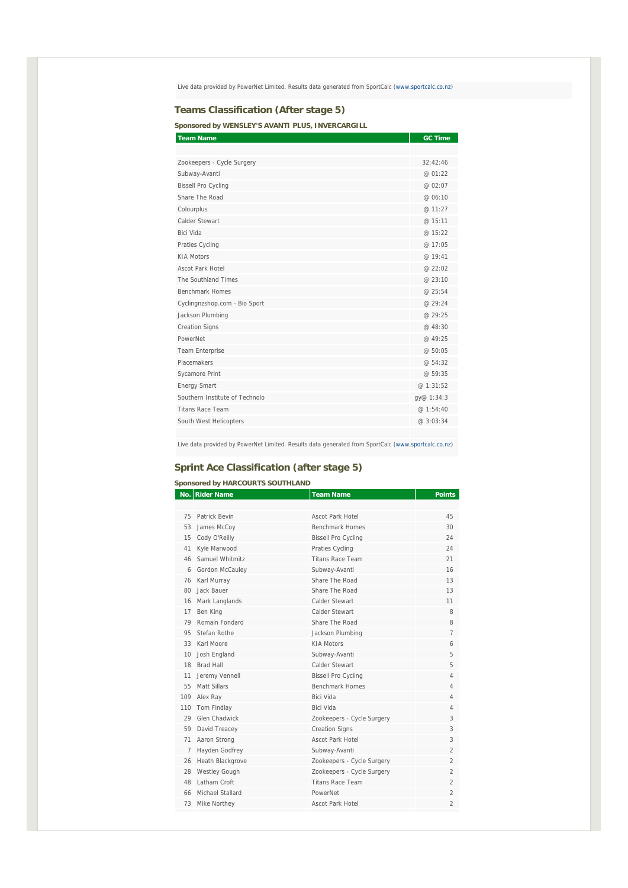Live data provided by PowerNet Limited. Results data generated from SportCalc (www.sportcalc.co.nz)

## Teams Classification (After stage 5)

**Sponsored by WENSLEY'S AVANTI PLUS, INVERCARGILL**

| Team Name | GC Time |
|---|---|
| Zookeepers - Cycle Surgery | 32:42:46 |
| Subway-Avanti | @ 01:22 |
| Bissell Pro Cycling | @ 02:07 |
| Share The Road | @ 06:10 |
| Colourplus | @ 11:27 |
| Calder Stewart | @ 15:11 |
| Bici Vida | @ 15:22 |
| Praties Cycling | @ 17:05 |
| KIA Motors | @ 19:41 |
| Ascot Park Hotel | @ 22:02 |
| The Southland Times | @ 23:10 |
| Benchmark Homes | @ 25:54 |
| Cyclingnzshop.com - Bio Sport | @ 29:24 |
| Jackson Plumbing | @ 29:25 |
| Creation Signs | @ 48:30 |
| PowerNet | @ 49:25 |
| Team Enterprise | @ 50:05 |
| Placemakers | @ 54:32 |
| Sycamore Print | @ 59:35 |
| Energy Smart | @ 1:31:52 |
| Southern Institute of Technolo | gy@ 1:34:3 |
| Titans Race Team | @ 1:54:40 |
| South West Helicopters | @ 3:03:34 |

Live data provided by PowerNet Limited. Results data generated from SportCalc (www.sportcalc.co.nz)

## Sprint Ace Classification (after stage 5)

**Sponsored by HARCOURTS SOUTHLAND**

| No. | Rider Name | Team Name | Points |
|---|---|---|---|
| 75 | Patrick Bevin | Ascot Park Hotel | 45 |
| 53 | James McCoy | Benchmark Homes | 30 |
| 15 | Cody O'Reilly | Bissell Pro Cycling | 24 |
| 41 | Kyle Marwood | Praties Cycling | 24 |
| 46 | Samuel Whitmitz | Titans Race Team | 21 |
| 6 | Gordon McCauley | Subway-Avanti | 16 |
| 76 | Karl Murray | Share The Road | 13 |
| 80 | Jack Bauer | Share The Road | 13 |
| 16 | Mark Langlands | Calder Stewart | 11 |
| 17 | Ben King | Calder Stewart | 8 |
| 79 | Romain Fondard | Share The Road | 8 |
| 95 | Stefan Rothe | Jackson Plumbing | 7 |
| 33 | Karl Moore | KIA Motors | 6 |
| 10 | Josh England | Subway-Avanti | 5 |
| 18 | Brad Hall | Calder Stewart | 5 |
| 11 | Jeremy Vennell | Bissell Pro Cycling | 4 |
| 55 | Matt Sillars | Benchmark Homes | 4 |
| 109 | Alex Ray | Bici Vida | 4 |
| 110 | Tom Findlay | Bici Vida | 4 |
| 29 | Glen Chadwick | Zookeepers - Cycle Surgery | 3 |
| 59 | David Treacey | Creation Signs | 3 |
| 71 | Aaron Strong | Ascot Park Hotel | 3 |
| 7 | Hayden Godfrey | Subway-Avanti | 2 |
| 26 | Heath Blackgrove | Zookeepers - Cycle Surgery | 2 |
| 28 | Westley Gough | Zookeepers - Cycle Surgery | 2 |
| 48 | Latham Croft | Titans Race Team | 2 |
| 66 | Michael Stallard | PowerNet | 2 |
| 73 | Mike Northey | Ascot Park Hotel | 2 |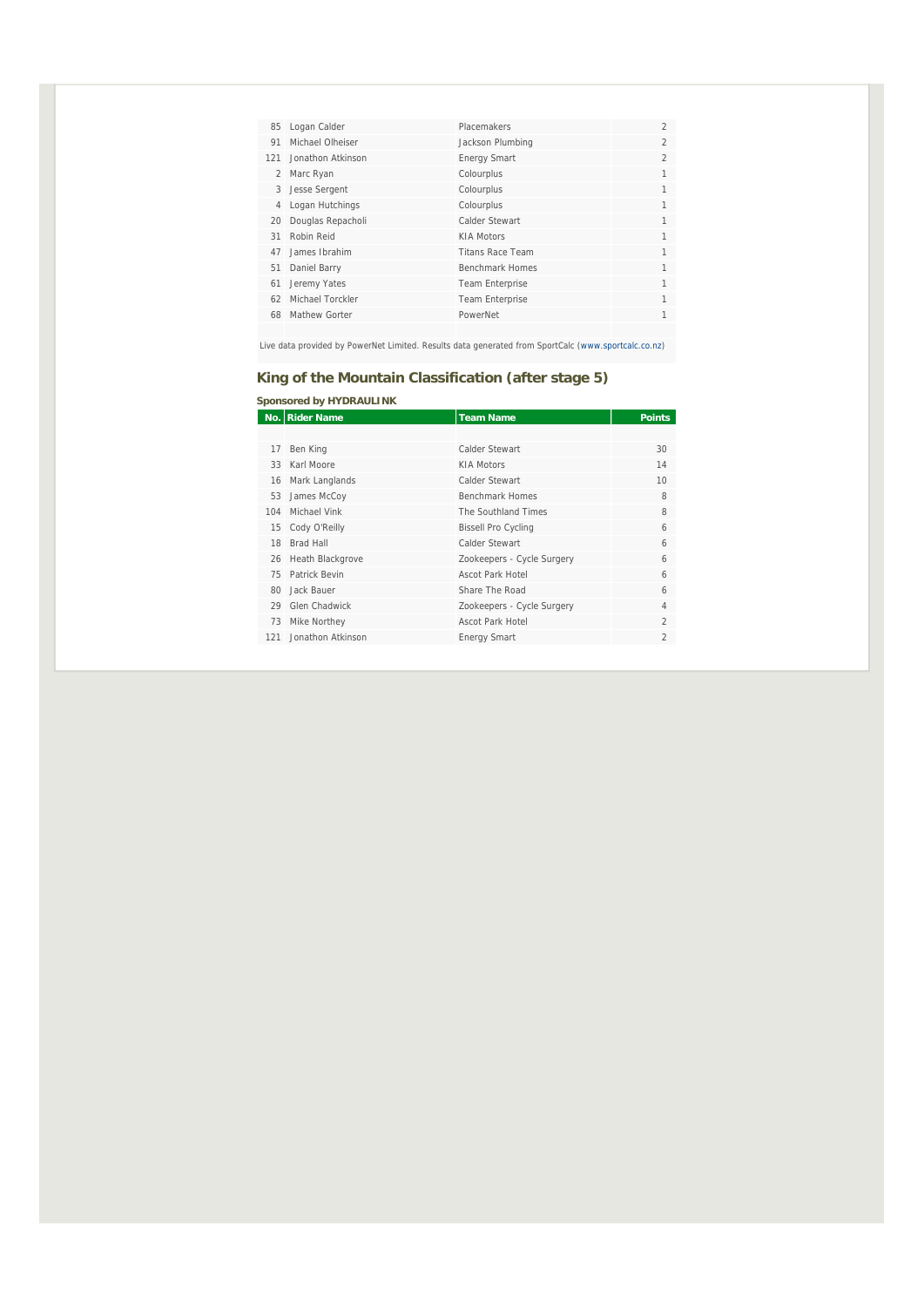| | | | |
|---|---|---|---|
| 85 | Logan Calder | Placemakers | 2 |
| 91 | Michael Olheiser | Jackson Plumbing | 2 |
| 121 | Jonathon Atkinson | Energy Smart | 2 |
| 2 | Marc Ryan | Colourplus | 1 |
| 3 | Jesse Sergent | Colourplus | 1 |
| 4 | Logan Hutchings | Colourplus | 1 |
| 20 | Douglas Repacholi | Calder Stewart | 1 |
| 31 | Robin Reid | KIA Motors | 1 |
| 47 | James Ibrahim | Titans Race Team | 1 |
| 51 | Daniel Barry | Benchmark Homes | 1 |
| 61 | Jeremy Yates | Team Enterprise | 1 |
| 62 | Michael Torckler | Team Enterprise | 1 |
| 68 | Mathew Gorter | PowerNet | 1 |

Live data provided by PowerNet Limited. Results data generated from SportCalc (www.sportcalc.co.nz)

## King of the Mountain Classification (after stage 5)

**Sponsored by HYDRAULINK**

| No. | Rider Name | Team Name | Points |
|---|---|---|---|
| 17 | Ben King | Calder Stewart | 30 |
| 33 | Karl Moore | KIA Motors | 14 |
| 16 | Mark Langlands | Calder Stewart | 10 |
| 53 | James McCoy | Benchmark Homes | 8 |
| 104 | Michael Vink | The Southland Times | 8 |
| 15 | Cody O'Reilly | Bissell Pro Cycling | 6 |
| 18 | Brad Hall | Calder Stewart | 6 |
| 26 | Heath Blackgrove | Zookeepers - Cycle Surgery | 6 |
| 75 | Patrick Bevin | Ascot Park Hotel | 6 |
| 80 | Jack Bauer | Share The Road | 6 |
| 29 | Glen Chadwick | Zookeepers - Cycle Surgery | 4 |
| 73 | Mike Northey | Ascot Park Hotel | 2 |
| 121 | Jonathon Atkinson | Energy Smart | 2 |